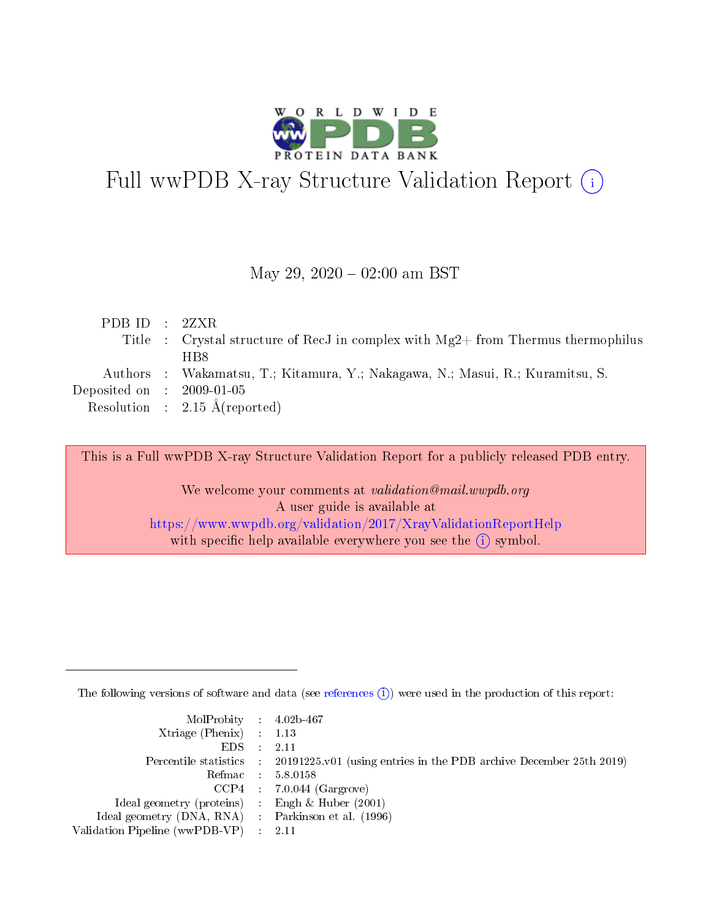# Full wwPDB X-ray Structure Validation Report (i)

May 29, 2020 – 02:00 am BST

| | | |
|---|---|---|
| PDB ID | : | 2ZXR |
| Title | : | Crystal structure of RecJ in complex with Mg2+ from Thermus thermophilus HB8 |
| Authors | : | Wakamatsu, T.; Kitamura, Y.; Nakagawa, N.; Masui, R.; Kuramitsu, S. |
| Deposited on | : | 2009-01-05 |
| Resolution | : | 2.15 Å(reported) |

This is a Full wwPDB X-ray Structure Validation Report for a publicly released PDB entry.

We welcome your comments at *validation@mail.wwpdb.org*
A user guide is available at
https://www.wwpdb.org/validation/2017/XrayValidationReportHelp
with specific help available everywhere you see the (i) symbol.

---

The following versions of software and data (see references (i)) were used in the production of this report:

| | | |
|---|---|---|
| MolProbity | : | 4.02b-467 |
| Xtriage (Phenix) | : | 1.13 |
| EDS | : | 2.11 |
| Percentile statistics | : | 20191225.v01 (using entries in the PDB archive December 25th 2019) |
| Refmac | : | 5.8.0158 |
| CCP4 | : | 7.0.044 (Gargrove) |
| Ideal geometry (proteins) | : | Engh & Huber (2001) |
| Ideal geometry (DNA, RNA) | : | Parkinson et al. (1996) |
| Validation Pipeline (wwPDB-VP) | : | 2.11 |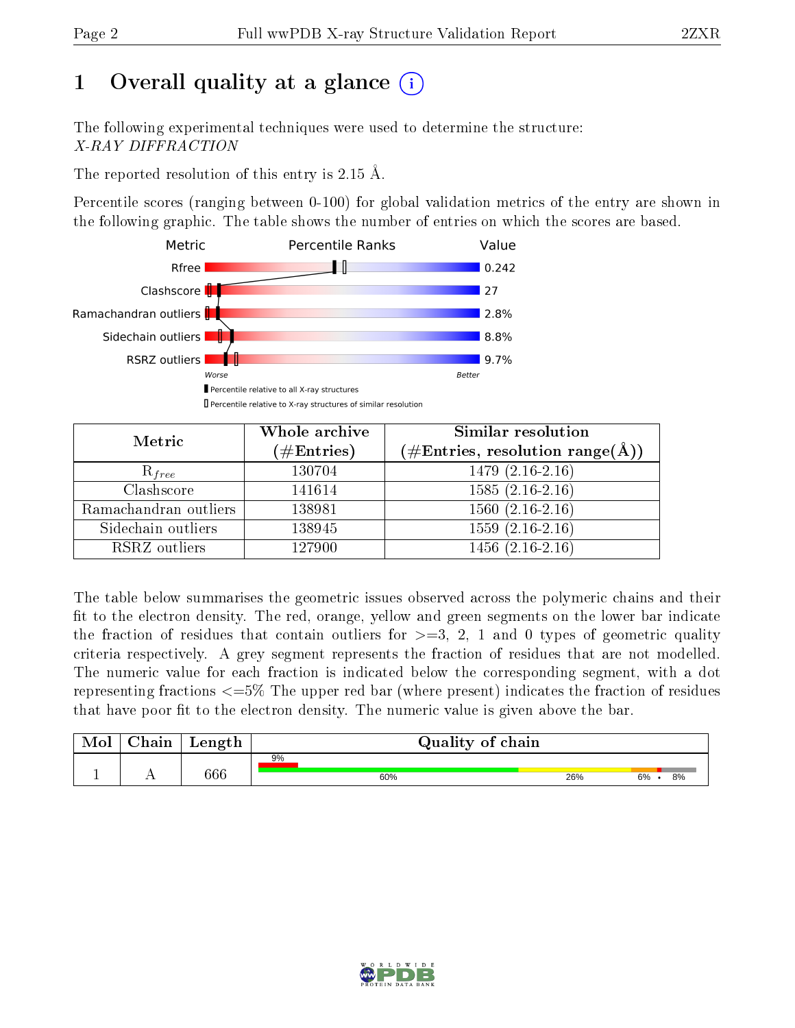# 1 Overall quality at a glance (i)

The following experimental techniques were used to determine the structure:
*X-RAY DIFFRACTION*

The reported resolution of this entry is 2.15 Å.

Percentile scores (ranging between 0-100) for global validation metrics of the entry are shown in the following graphic. The table shows the number of entries on which the scores are based.

| Metric | Value |
|---|---|
| Rfree | 0.242 |
| Clashscore | 27 |
| Ramachandran outliers | 2.8% |
| Sidechain outliers | 8.8% |
| RSRZ outliers | 9.7% |

Worse — Better

▮ Percentile relative to all X-ray structures
▯ Percentile relative to X-ray structures of similar resolution

| Metric | Whole archive (#Entries) | Similar resolution (#Entries, resolution range(Å)) |
|---|---|---|
| $R_{free}$ | 130704 | 1479 (2.16-2.16) |
| Clashscore | 141614 | 1585 (2.16-2.16) |
| Ramachandran outliers | 138981 | 1560 (2.16-2.16) |
| Sidechain outliers | 138945 | 1559 (2.16-2.16) |
| RSRZ outliers | 127900 | 1456 (2.16-2.16) |

The table below summarises the geometric issues observed across the polymeric chains and their fit to the electron density. The red, orange, yellow and green segments on the lower bar indicate the fraction of residues that contain outliers for >=3, 2, 1 and 0 types of geometric quality criteria respectively. A grey segment represents the fraction of residues that are not modelled. The numeric value for each fraction is indicated below the corresponding segment, with a dot representing fractions <=5% The upper red bar (where present) indicates the fraction of residues that have poor fit to the electron density. The numeric value is given above the bar.

| Mol | Chain | Length | Quality of chain |
|---|---|---|---|
| 1 | A | 666 | 9% (poor fit); 60%, 26%, 6%, •, 8% |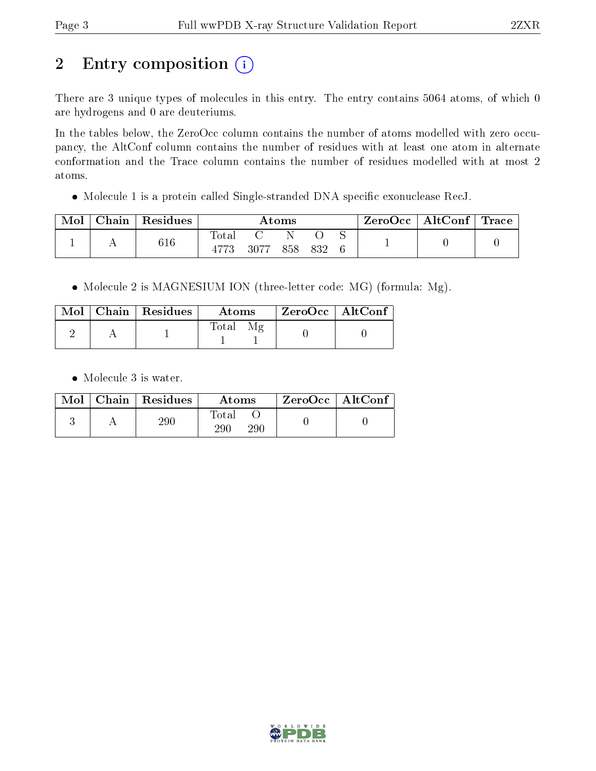# 2 Entry composition

There are 3 unique types of molecules in this entry. The entry contains 5064 atoms, of which 0 are hydrogens and 0 are deuteriums.

In the tables below, the ZeroOcc column contains the number of atoms modelled with zero occupancy, the AltConf column contains the number of residues with at least one atom in alternate conformation and the Trace column contains the number of residues modelled with at most 2 atoms.

- Molecule 1 is a protein called Single-stranded DNA specific exonuclease RecJ.

| Mol | Chain | Residues | Atoms | | | | | ZeroOcc | AltConf | Trace |
|---|---|---|---|---|---|---|---|---|---|---|
| 1 | A | 616 | Total<br>4773 | C<br>3077 | N<br>858 | O<br>832 | S<br>6 | 1 | 0 | 0 |

- Molecule 2 is MAGNESIUM ION (three-letter code: MG) (formula: Mg).

| Mol | Chain | Residues | Atoms | | ZeroOcc | AltConf |
|---|---|---|---|---|---|---|
| 2 | A | 1 | Total<br>1 | Mg<br>1 | 0 | 0 |

- Molecule 3 is water.

| Mol | Chain | Residues | Atoms | | ZeroOcc | AltConf |
|---|---|---|---|---|---|---|
| 3 | A | 290 | Total<br>290 | O<br>290 | 0 | 0 |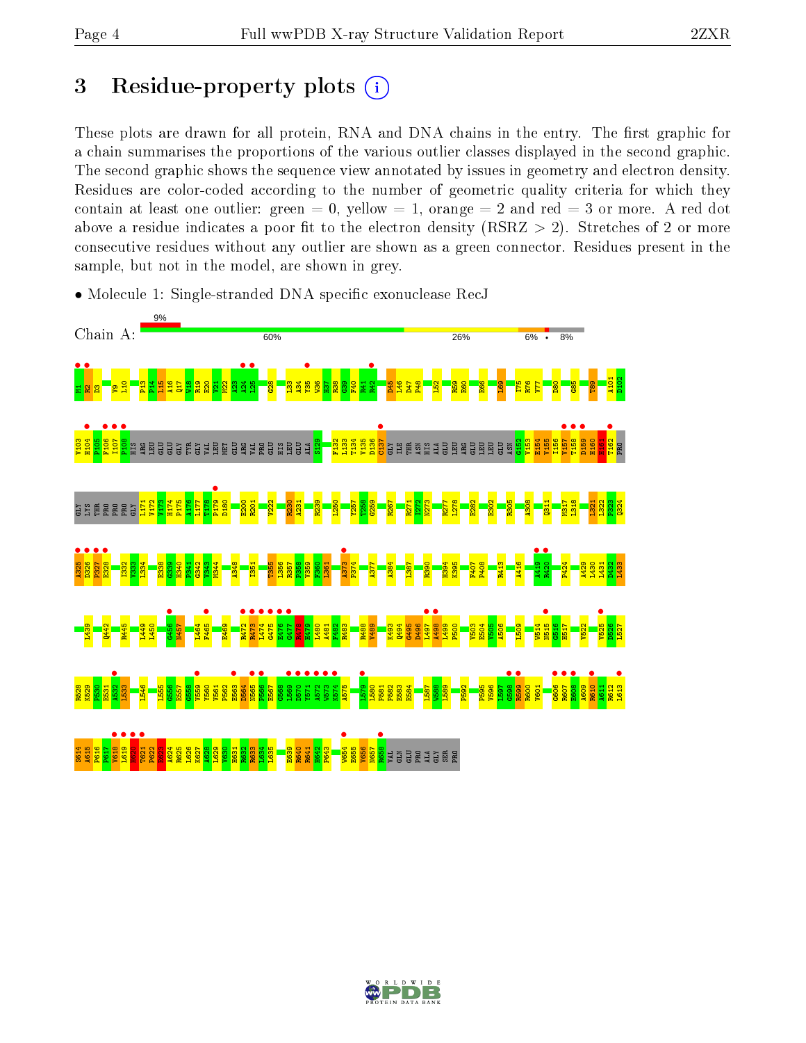# 3 Residue-property plots

These plots are drawn for all protein, RNA and DNA chains in the entry. The first graphic for a chain summarises the proportions of the various outlier classes displayed in the second graphic. The second graphic shows the sequence view annotated by issues in geometry and electron density. Residues are color-coded according to the number of geometric quality criteria for which they contain at least one outlier: green = 0, yellow = 1, orange = 2 and red = 3 or more. A red dot above a residue indicates a poor fit to the electron density (RSRZ > 2). Stretches of 2 or more consecutive residues without any outlier are shown as a green connector. Residues present in the sample, but not in the model, are shown in grey.

- Molecule 1: Single-stranded DNA specific exonuclease RecJ

Chain A: 9% | 60% | 26% | 6% | • | 8%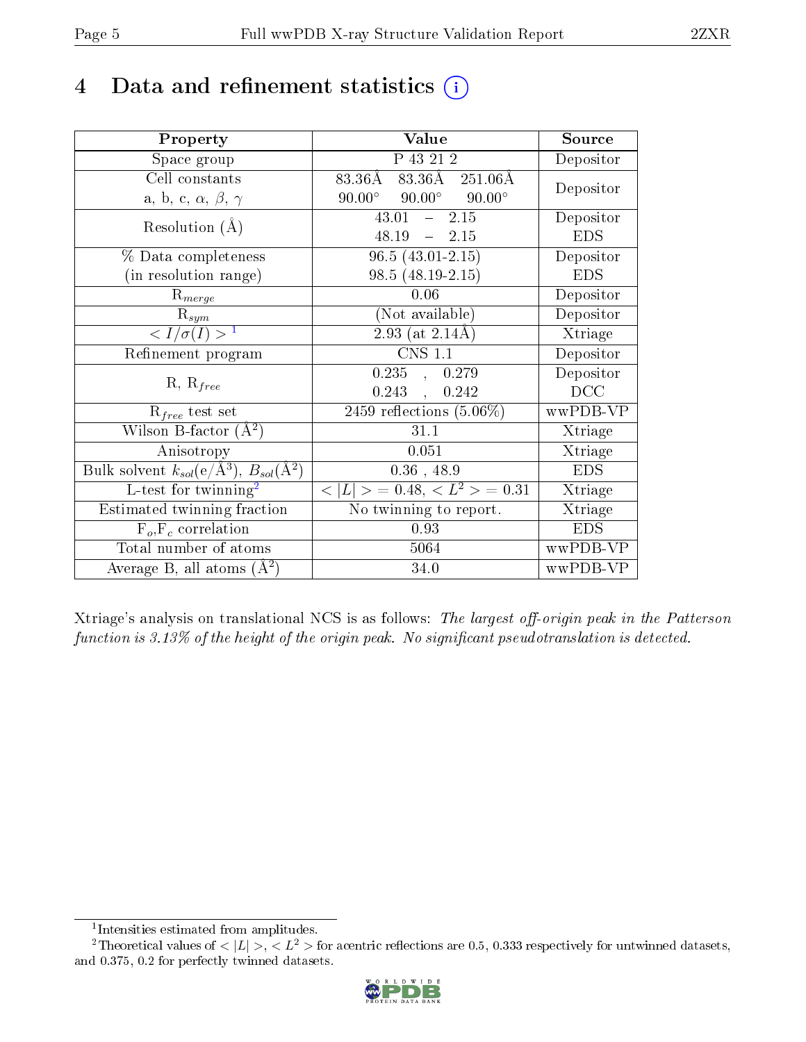# 4 Data and refinement statistics (i)

| Property | Value | Source |
|---|---|---|
| Space group | P 43 21 2 | Depositor |
| Cell constants<br>a, b, c, $\alpha$, $\beta$, $\gamma$ | 83.36Å 83.36Å 251.06Å<br>90.00° 90.00° 90.00° | Depositor |
| Resolution (Å) | 43.01 – 2.15<br>48.19 – 2.15 | Depositor<br>EDS |
| % Data completeness<br>(in resolution range) | 96.5 (43.01-2.15)<br>98.5 (48.19-2.15) | Depositor<br>EDS |
| $R_{merge}$ | 0.06 | Depositor |
| $R_{sym}$ | (Not available) | Depositor |
| $< I/\sigma(I) >$ [1] | 2.93 (at 2.14Å) | Xtriage |
| Refinement program | CNS 1.1 | Depositor |
| R, $R_{free}$ | 0.235 , 0.279<br>0.243 , 0.242 | Depositor<br>DCC |
| $R_{free}$ test set | 2459 reflections (5.06%) | wwPDB-VP |
| Wilson B-factor (Å$^2$) | 31.1 | Xtriage |
| Anisotropy | 0.051 | Xtriage |
| Bulk solvent $k_{sol}$(e/Å$^3$), $B_{sol}$(Å$^2$) | 0.36 , 48.9 | EDS |
| L-test for twinning[2] | $< \|L\| >$ = 0.48, $< L^2 >$ = 0.31 | Xtriage |
| Estimated twinning fraction | No twinning to report. | Xtriage |
| $F_o$,$F_c$ correlation | 0.93 | EDS |
| Total number of atoms | 5064 | wwPDB-VP |
| Average B, all atoms (Å$^2$) | 34.0 | wwPDB-VP |

Xtriage's analysis on translational NCS is as follows: *The largest off-origin peak in the Patterson function is 3.13% of the height of the origin peak. No significant pseudotranslation is detected.*

[1] Intensities estimated from amplitudes.

[2] Theoretical values of $< |L| >$, $< L^2 >$ for acentric reflections are 0.5, 0.333 respectively for untwinned datasets, and 0.375, 0.2 for perfectly twinned datasets.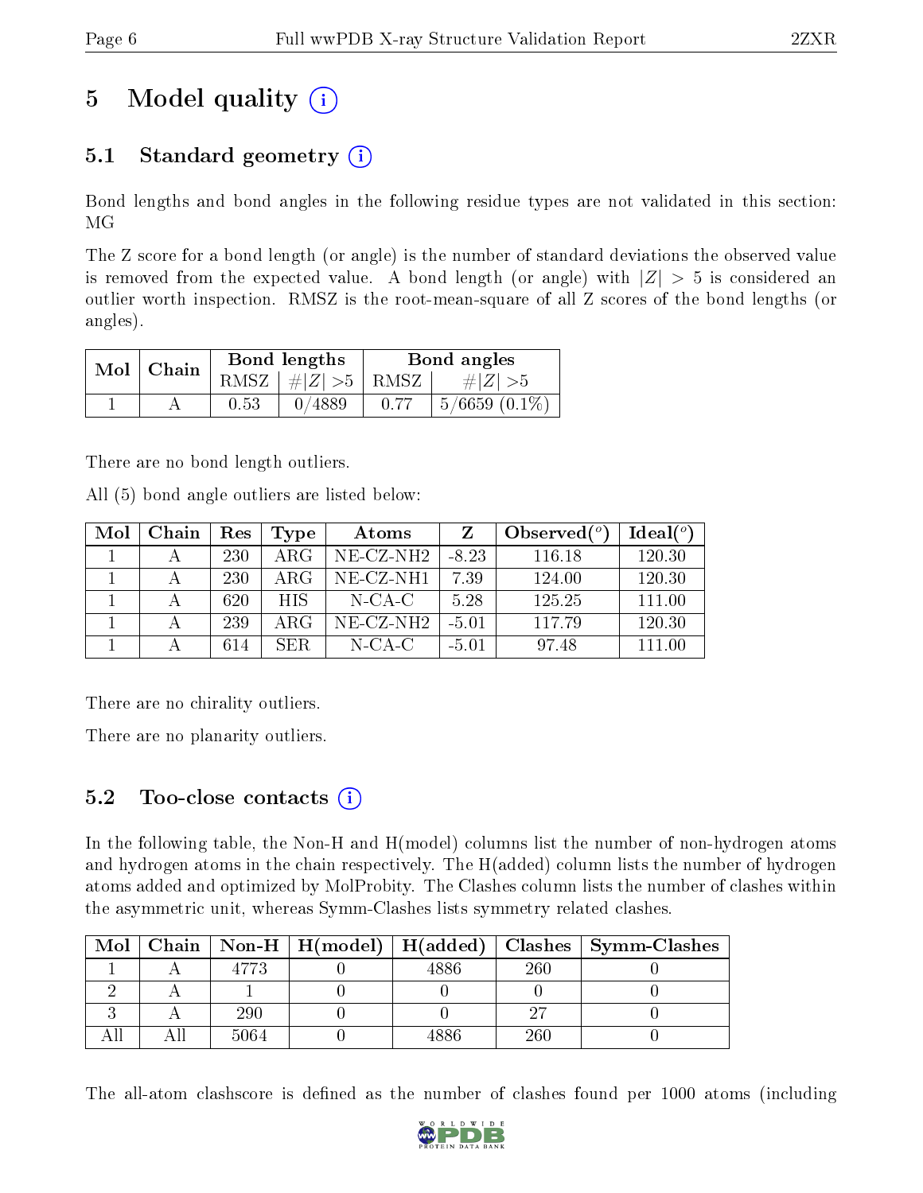# 5 Model quality (i)

## 5.1 Standard geometry (i)

Bond lengths and bond angles in the following residue types are not validated in this section: MG

The Z score for a bond length (or angle) is the number of standard deviations the observed value is removed from the expected value. A bond length (or angle) with $|Z| > 5$ is considered an outlier worth inspection. RMSZ is the root-mean-square of all Z scores of the bond lengths (or angles).

| Mol | Chain | Bond lengths | | Bond angles | |
|---|---|---|---|---|---|
| | | RMSZ | $\#|Z| > 5$ | RMSZ | $\#|Z| > 5$ |
| 1 | A | 0.53 | 0/4889 | 0.77 | 5/6659 (0.1%) |

There are no bond length outliers.

All (5) bond angle outliers are listed below:

| Mol | Chain | Res | Type | Atoms | Z | Observed(°) | Ideal(°) |
|---|---|---|---|---|---|---|---|
| 1 | A | 230 | ARG | NE-CZ-NH2 | -8.23 | 116.18 | 120.30 |
| 1 | A | 230 | ARG | NE-CZ-NH1 | 7.39 | 124.00 | 120.30 |
| 1 | A | 620 | HIS | N-CA-C | 5.28 | 125.25 | 111.00 |
| 1 | A | 239 | ARG | NE-CZ-NH2 | -5.01 | 117.79 | 120.30 |
| 1 | A | 614 | SER | N-CA-C | -5.01 | 97.48 | 111.00 |

There are no chirality outliers.

There are no planarity outliers.

## 5.2 Too-close contacts (i)

In the following table, the Non-H and H(model) columns list the number of non-hydrogen atoms and hydrogen atoms in the chain respectively. The H(added) column lists the number of hydrogen atoms added and optimized by MolProbity. The Clashes column lists the number of clashes within the asymmetric unit, whereas Symm-Clashes lists symmetry related clashes.

| Mol | Chain | Non-H | H(model) | H(added) | Clashes | Symm-Clashes |
|---|---|---|---|---|---|---|
| 1 | A | 4773 | 0 | 4886 | 260 | 0 |
| 2 | A | 1 | 0 | 0 | 0 | 0 |
| 3 | A | 290 | 0 | 0 | 27 | 0 |
| All | All | 5064 | 0 | 4886 | 260 | 0 |

The all-atom clashscore is defined as the number of clashes found per 1000 atoms (including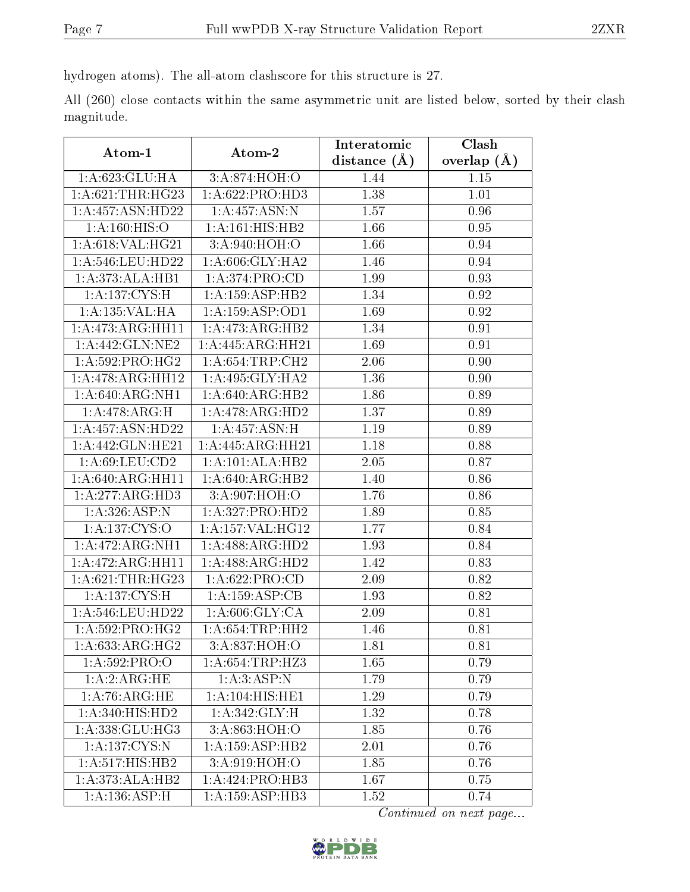hydrogen atoms). The all-atom clashscore for this structure is 27.

All (260) close contacts within the same asymmetric unit are listed below, sorted by their clash magnitude.

| Atom-1 | Atom-2 | Interatomic distance (Å) | Clash overlap (Å) |
|---|---|---|---|
| 1:A:623:GLU:HA | 3:A:874:HOH:O | 1.44 | 1.15 |
| 1:A:621:THR:HG23 | 1:A:622:PRO:HD3 | 1.38 | 1.01 |
| 1:A:457:ASN:HD22 | 1:A:457:ASN:N | 1.57 | 0.96 |
| 1:A:160:HIS:O | 1:A:161:HIS:HB2 | 1.66 | 0.95 |
| 1:A:618:VAL:HG21 | 3:A:940:HOH:O | 1.66 | 0.94 |
| 1:A:546:LEU:HD22 | 1:A:606:GLY:HA2 | 1.46 | 0.94 |
| 1:A:373:ALA:HB1 | 1:A:374:PRO:CD | 1.99 | 0.93 |
| 1:A:137:CYS:H | 1:A:159:ASP:HB2 | 1.34 | 0.92 |
| 1:A:135:VAL:HA | 1:A:159:ASP:OD1 | 1.69 | 0.92 |
| 1:A:473:ARG:HH11 | 1:A:473:ARG:HB2 | 1.34 | 0.91 |
| 1:A:442:GLN:NE2 | 1:A:445:ARG:HH21 | 1.69 | 0.91 |
| 1:A:592:PRO:HG2 | 1:A:654:TRP:CH2 | 2.06 | 0.90 |
| 1:A:478:ARG:HH12 | 1:A:495:GLY:HA2 | 1.36 | 0.90 |
| 1:A:640:ARG:NH1 | 1:A:640:ARG:HB2 | 1.86 | 0.89 |
| 1:A:478:ARG:H | 1:A:478:ARG:HD2 | 1.37 | 0.89 |
| 1:A:457:ASN:HD22 | 1:A:457:ASN:H | 1.19 | 0.89 |
| 1:A:442:GLN:HE21 | 1:A:445:ARG:HH21 | 1.18 | 0.88 |
| 1:A:69:LEU:CD2 | 1:A:101:ALA:HB2 | 2.05 | 0.87 |
| 1:A:640:ARG:HH11 | 1:A:640:ARG:HB2 | 1.40 | 0.86 |
| 1:A:277:ARG:HD3 | 3:A:907:HOH:O | 1.76 | 0.86 |
| 1:A:326:ASP:N | 1:A:327:PRO:HD2 | 1.89 | 0.85 |
| 1:A:137:CYS:O | 1:A:157:VAL:HG12 | 1.77 | 0.84 |
| 1:A:472:ARG:NH1 | 1:A:488:ARG:HD2 | 1.93 | 0.84 |
| 1:A:472:ARG:HH11 | 1:A:488:ARG:HD2 | 1.42 | 0.83 |
| 1:A:621:THR:HG23 | 1:A:622:PRO:CD | 2.09 | 0.82 |
| 1:A:137:CYS:H | 1:A:159:ASP:CB | 1.93 | 0.82 |
| 1:A:546:LEU:HD22 | 1:A:606:GLY:CA | 2.09 | 0.81 |
| 1:A:592:PRO:HG2 | 1:A:654:TRP:HH2 | 1.46 | 0.81 |
| 1:A:633:ARG:HG2 | 3:A:837:HOH:O | 1.81 | 0.81 |
| 1:A:592:PRO:O | 1:A:654:TRP:HZ3 | 1.65 | 0.79 |
| 1:A:2:ARG:HE | 1:A:3:ASP:N | 1.79 | 0.79 |
| 1:A:76:ARG:HE | 1:A:104:HIS:HE1 | 1.29 | 0.79 |
| 1:A:340:HIS:HD2 | 1:A:342:GLY:H | 1.32 | 0.78 |
| 1:A:338:GLU:HG3 | 3:A:863:HOH:O | 1.85 | 0.76 |
| 1:A:137:CYS:N | 1:A:159:ASP:HB2 | 2.01 | 0.76 |
| 1:A:517:HIS:HB2 | 3:A:919:HOH:O | 1.85 | 0.76 |
| 1:A:373:ALA:HB2 | 1:A:424:PRO:HB3 | 1.67 | 0.75 |
| 1:A:136:ASP:H | 1:A:159:ASP:HB3 | 1.52 | 0.74 |

*Continued on next page...*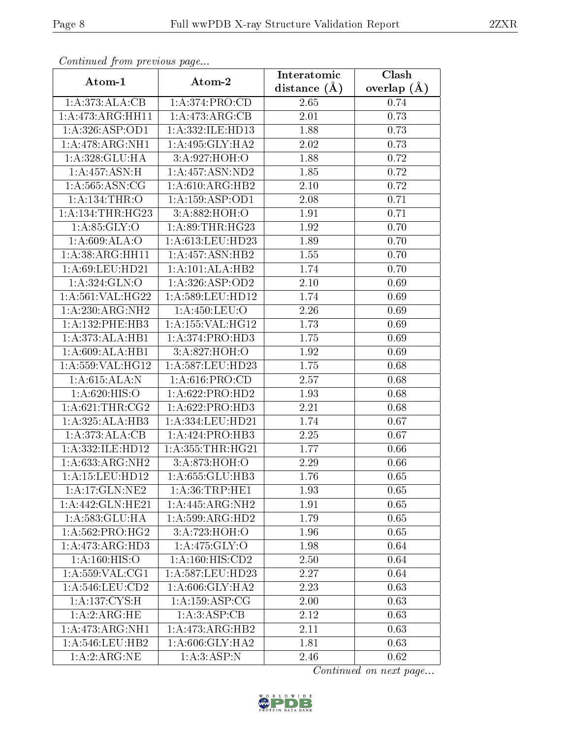*Continued from previous page...*

| Atom-1 | Atom-2 | Interatomic distance (Å) | Clash overlap (Å) |
|---|---|---|---|
| 1:A:373:ALA:CB | 1:A:374:PRO:CD | 2.65 | 0.74 |
| 1:A:473:ARG:HH11 | 1:A:473:ARG:CB | 2.01 | 0.73 |
| 1:A:326:ASP:OD1 | 1:A:332:ILE:HD13 | 1.88 | 0.73 |
| 1:A:478:ARG:NH1 | 1:A:495:GLY:HA2 | 2.02 | 0.73 |
| 1:A:328:GLU:HA | 3:A:927:HOH:O | 1.88 | 0.72 |
| 1:A:457:ASN:H | 1:A:457:ASN:ND2 | 1.85 | 0.72 |
| 1:A:565:ASN:CG | 1:A:610:ARG:HB2 | 2.10 | 0.72 |
| 1:A:134:THR:O | 1:A:159:ASP:OD1 | 2.08 | 0.71 |
| 1:A:134:THR:HG23 | 3:A:882:HOH:O | 1.91 | 0.71 |
| 1:A:85:GLY:O | 1:A:89:THR:HG23 | 1.92 | 0.70 |
| 1:A:609:ALA:O | 1:A:613:LEU:HD23 | 1.89 | 0.70 |
| 1:A:38:ARG:HH11 | 1:A:457:ASN:HB2 | 1.55 | 0.70 |
| 1:A:69:LEU:HD21 | 1:A:101:ALA:HB2 | 1.74 | 0.70 |
| 1:A:324:GLN:O | 1:A:326:ASP:OD2 | 2.10 | 0.69 |
| 1:A:561:VAL:HG22 | 1:A:589:LEU:HD12 | 1.74 | 0.69 |
| 1:A:230:ARG:NH2 | 1:A:450:LEU:O | 2.26 | 0.69 |
| 1:A:132:PHE:HB3 | 1:A:155:VAL:HG12 | 1.73 | 0.69 |
| 1:A:373:ALA:HB1 | 1:A:374:PRO:HD3 | 1.75 | 0.69 |
| 1:A:609:ALA:HB1 | 3:A:827:HOH:O | 1.92 | 0.69 |
| 1:A:559:VAL:HG12 | 1:A:587:LEU:HD23 | 1.75 | 0.68 |
| 1:A:615:ALA:N | 1:A:616:PRO:CD | 2.57 | 0.68 |
| 1:A:620:HIS:O | 1:A:622:PRO:HD2 | 1.93 | 0.68 |
| 1:A:621:THR:CG2 | 1:A:622:PRO:HD3 | 2.21 | 0.68 |
| 1:A:325:ALA:HB3 | 1:A:334:LEU:HD21 | 1.74 | 0.67 |
| 1:A:373:ALA:CB | 1:A:424:PRO:HB3 | 2.25 | 0.67 |
| 1:A:332:ILE:HD12 | 1:A:355:THR:HG21 | 1.77 | 0.66 |
| 1:A:633:ARG:NH2 | 3:A:873:HOH:O | 2.29 | 0.66 |
| 1:A:15:LEU:HD12 | 1:A:655:GLU:HB3 | 1.76 | 0.65 |
| 1:A:17:GLN:NE2 | 1:A:36:TRP:HE1 | 1.93 | 0.65 |
| 1:A:442:GLN:HE21 | 1:A:445:ARG:NH2 | 1.91 | 0.65 |
| 1:A:583:GLU:HA | 1:A:599:ARG:HD2 | 1.79 | 0.65 |
| 1:A:562:PRO:HG2 | 3:A:723:HOH:O | 1.96 | 0.65 |
| 1:A:473:ARG:HD3 | 1:A:475:GLY:O | 1.98 | 0.64 |
| 1:A:160:HIS:O | 1:A:160:HIS:CD2 | 2.50 | 0.64 |
| 1:A:559:VAL:CG1 | 1:A:587:LEU:HD23 | 2.27 | 0.64 |
| 1:A:546:LEU:CD2 | 1:A:606:GLY:HA2 | 2.23 | 0.63 |
| 1:A:137:CYS:H | 1:A:159:ASP:CG | 2.00 | 0.63 |
| 1:A:2:ARG:HE | 1:A:3:ASP:CB | 2.12 | 0.63 |
| 1:A:473:ARG:NH1 | 1:A:473:ARG:HB2 | 2.11 | 0.63 |
| 1:A:546:LEU:HB2 | 1:A:606:GLY:HA2 | 1.81 | 0.63 |
| 1:A:2:ARG:NE | 1:A:3:ASP:N | 2.46 | 0.62 |

*Continued on next page...*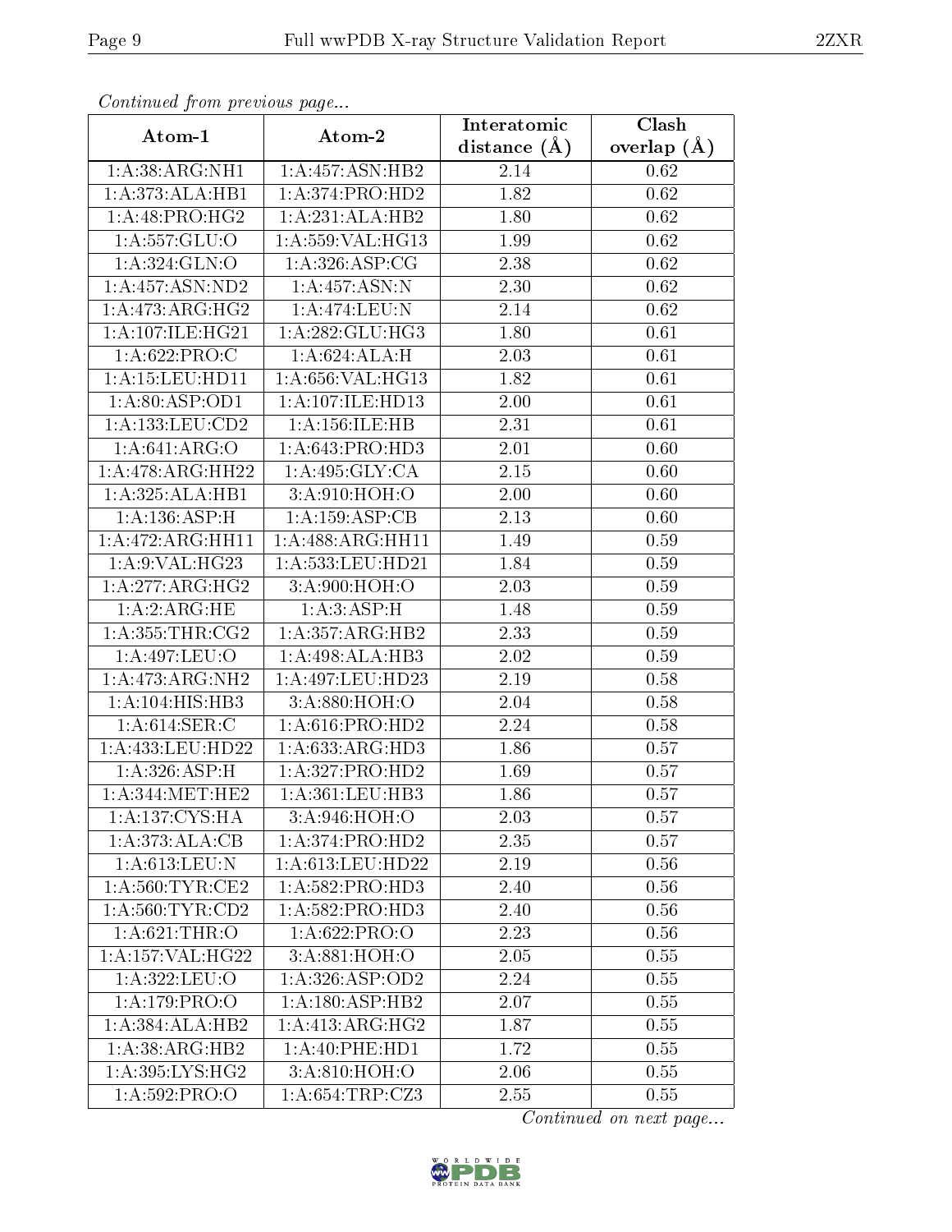*Continued from previous page...*

| Atom-1 | Atom-2 | Interatomic distance (Å) | Clash overlap (Å) |
|---|---|---|---|
| 1:A:38:ARG:NH1 | 1:A:457:ASN:HB2 | 2.14 | 0.62 |
| 1:A:373:ALA:HB1 | 1:A:374:PRO:HD2 | 1.82 | 0.62 |
| 1:A:48:PRO:HG2 | 1:A:231:ALA:HB2 | 1.80 | 0.62 |
| 1:A:557:GLU:O | 1:A:559:VAL:HG13 | 1.99 | 0.62 |
| 1:A:324:GLN:O | 1:A:326:ASP:CG | 2.38 | 0.62 |
| 1:A:457:ASN:ND2 | 1:A:457:ASN:N | 2.30 | 0.62 |
| 1:A:473:ARG:HG2 | 1:A:474:LEU:N | 2.14 | 0.62 |
| 1:A:107:ILE:HG21 | 1:A:282:GLU:HG3 | 1.80 | 0.61 |
| 1:A:622:PRO:C | 1:A:624:ALA:H | 2.03 | 0.61 |
| 1:A:15:LEU:HD11 | 1:A:656:VAL:HG13 | 1.82 | 0.61 |
| 1:A:80:ASP:OD1 | 1:A:107:ILE:HD13 | 2.00 | 0.61 |
| 1:A:133:LEU:CD2 | 1:A:156:ILE:HB | 2.31 | 0.61 |
| 1:A:641:ARG:O | 1:A:643:PRO:HD3 | 2.01 | 0.60 |
| 1:A:478:ARG:HH22 | 1:A:495:GLY:CA | 2.15 | 0.60 |
| 1:A:325:ALA:HB1 | 3:A:910:HOH:O | 2.00 | 0.60 |
| 1:A:136:ASP:H | 1:A:159:ASP:CB | 2.13 | 0.60 |
| 1:A:472:ARG:HH11 | 1:A:488:ARG:HH11 | 1.49 | 0.59 |
| 1:A:9:VAL:HG23 | 1:A:533:LEU:HD21 | 1.84 | 0.59 |
| 1:A:277:ARG:HG2 | 3:A:900:HOH:O | 2.03 | 0.59 |
| 1:A:2:ARG:HE | 1:A:3:ASP:H | 1.48 | 0.59 |
| 1:A:355:THR:CG2 | 1:A:357:ARG:HB2 | 2.33 | 0.59 |
| 1:A:497:LEU:O | 1:A:498:ALA:HB3 | 2.02 | 0.59 |
| 1:A:473:ARG:NH2 | 1:A:497:LEU:HD23 | 2.19 | 0.58 |
| 1:A:104:HIS:HB3 | 3:A:880:HOH:O | 2.04 | 0.58 |
| 1:A:614:SER:C | 1:A:616:PRO:HD2 | 2.24 | 0.58 |
| 1:A:433:LEU:HD22 | 1:A:633:ARG:HD3 | 1.86 | 0.57 |
| 1:A:326:ASP:H | 1:A:327:PRO:HD2 | 1.69 | 0.57 |
| 1:A:344:MET:HE2 | 1:A:361:LEU:HB3 | 1.86 | 0.57 |
| 1:A:137:CYS:HA | 3:A:946:HOH:O | 2.03 | 0.57 |
| 1:A:373:ALA:CB | 1:A:374:PRO:HD2 | 2.35 | 0.57 |
| 1:A:613:LEU:N | 1:A:613:LEU:HD22 | 2.19 | 0.56 |
| 1:A:560:TYR:CE2 | 1:A:582:PRO:HD3 | 2.40 | 0.56 |
| 1:A:560:TYR:CD2 | 1:A:582:PRO:HD3 | 2.40 | 0.56 |
| 1:A:621:THR:O | 1:A:622:PRO:O | 2.23 | 0.56 |
| 1:A:157:VAL:HG22 | 3:A:881:HOH:O | 2.05 | 0.55 |
| 1:A:322:LEU:O | 1:A:326:ASP:OD2 | 2.24 | 0.55 |
| 1:A:179:PRO:O | 1:A:180:ASP:HB2 | 2.07 | 0.55 |
| 1:A:384:ALA:HB2 | 1:A:413:ARG:HG2 | 1.87 | 0.55 |
| 1:A:38:ARG:HB2 | 1:A:40:PHE:HD1 | 1.72 | 0.55 |
| 1:A:395:LYS:HG2 | 3:A:810:HOH:O | 2.06 | 0.55 |
| 1:A:592:PRO:O | 1:A:654:TRP:CZ3 | 2.55 | 0.55 |

*Continued on next page...*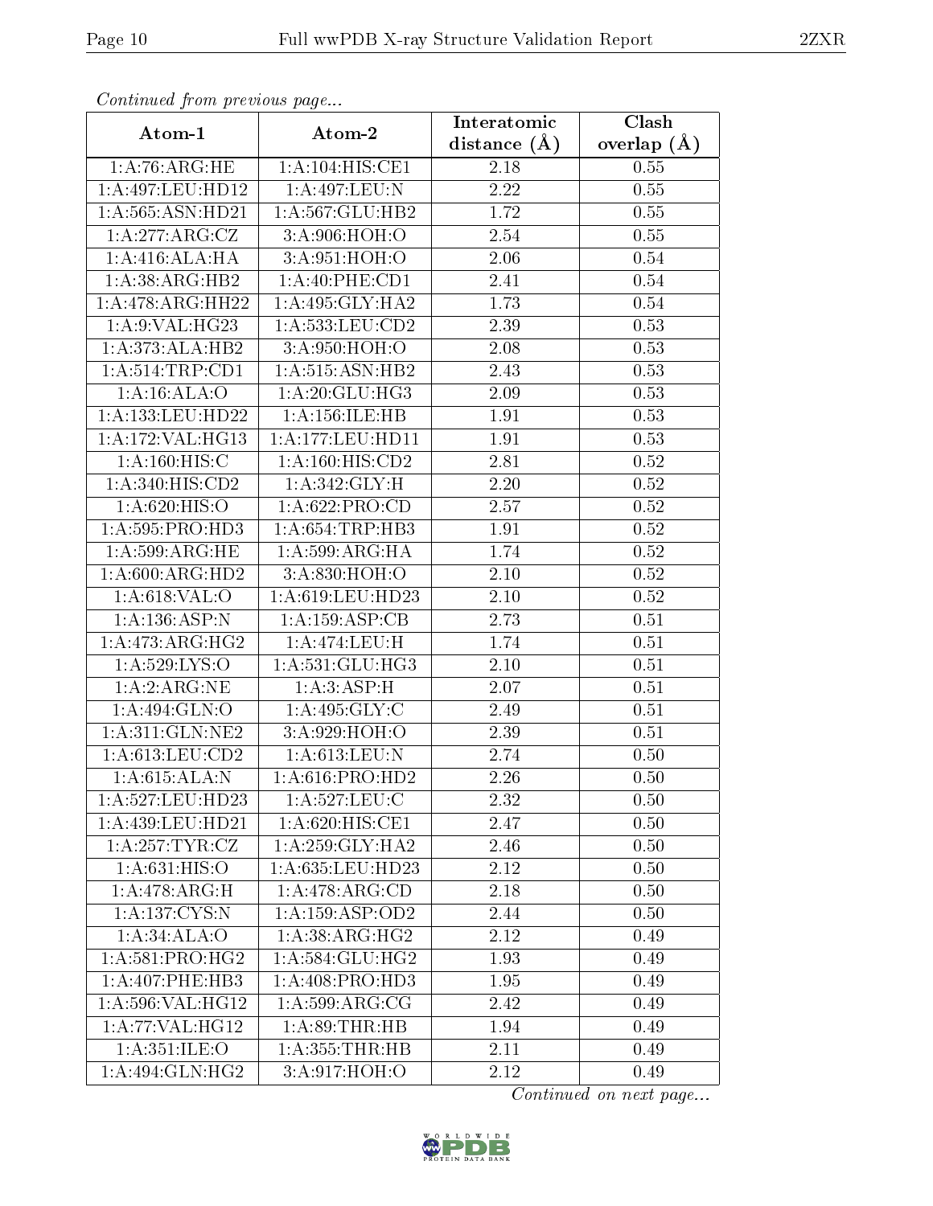*Continued from previous page...*

| Atom-1 | Atom-2 | Interatomic distance (Å) | Clash overlap (Å) |
|---|---|---|---|
| 1:A:76:ARG:HE | 1:A:104:HIS:CE1 | 2.18 | 0.55 |
| 1:A:497:LEU:HD12 | 1:A:497:LEU:N | 2.22 | 0.55 |
| 1:A:565:ASN:HD21 | 1:A:567:GLU:HB2 | 1.72 | 0.55 |
| 1:A:277:ARG:CZ | 3:A:906:HOH:O | 2.54 | 0.55 |
| 1:A:416:ALA:HA | 3:A:951:HOH:O | 2.06 | 0.54 |
| 1:A:38:ARG:HB2 | 1:A:40:PHE:CD1 | 2.41 | 0.54 |
| 1:A:478:ARG:HH22 | 1:A:495:GLY:HA2 | 1.73 | 0.54 |
| 1:A:9:VAL:HG23 | 1:A:533:LEU:CD2 | 2.39 | 0.53 |
| 1:A:373:ALA:HB2 | 3:A:950:HOH:O | 2.08 | 0.53 |
| 1:A:514:TRP:CD1 | 1:A:515:ASN:HB2 | 2.43 | 0.53 |
| 1:A:16:ALA:O | 1:A:20:GLU:HG3 | 2.09 | 0.53 |
| 1:A:133:LEU:HD22 | 1:A:156:ILE:HB | 1.91 | 0.53 |
| 1:A:172:VAL:HG13 | 1:A:177:LEU:HD11 | 1.91 | 0.53 |
| 1:A:160:HIS:C | 1:A:160:HIS:CD2 | 2.81 | 0.52 |
| 1:A:340:HIS:CD2 | 1:A:342:GLY:H | 2.20 | 0.52 |
| 1:A:620:HIS:O | 1:A:622:PRO:CD | 2.57 | 0.52 |
| 1:A:595:PRO:HD3 | 1:A:654:TRP:HB3 | 1.91 | 0.52 |
| 1:A:599:ARG:HE | 1:A:599:ARG:HA | 1.74 | 0.52 |
| 1:A:600:ARG:HD2 | 3:A:830:HOH:O | 2.10 | 0.52 |
| 1:A:618:VAL:O | 1:A:619:LEU:HD23 | 2.10 | 0.52 |
| 1:A:136:ASP:N | 1:A:159:ASP:CB | 2.73 | 0.51 |
| 1:A:473:ARG:HG2 | 1:A:474:LEU:H | 1.74 | 0.51 |
| 1:A:529:LYS:O | 1:A:531:GLU:HG3 | 2.10 | 0.51 |
| 1:A:2:ARG:NE | 1:A:3:ASP:H | 2.07 | 0.51 |
| 1:A:494:GLN:O | 1:A:495:GLY:C | 2.49 | 0.51 |
| 1:A:311:GLN:NE2 | 3:A:929:HOH:O | 2.39 | 0.51 |
| 1:A:613:LEU:CD2 | 1:A:613:LEU:N | 2.74 | 0.50 |
| 1:A:615:ALA:N | 1:A:616:PRO:HD2 | 2.26 | 0.50 |
| 1:A:527:LEU:HD23 | 1:A:527:LEU:C | 2.32 | 0.50 |
| 1:A:439:LEU:HD21 | 1:A:620:HIS:CE1 | 2.47 | 0.50 |
| 1:A:257:TYR:CZ | 1:A:259:GLY:HA2 | 2.46 | 0.50 |
| 1:A:631:HIS:O | 1:A:635:LEU:HD23 | 2.12 | 0.50 |
| 1:A:478:ARG:H | 1:A:478:ARG:CD | 2.18 | 0.50 |
| 1:A:137:CYS:N | 1:A:159:ASP:OD2 | 2.44 | 0.50 |
| 1:A:34:ALA:O | 1:A:38:ARG:HG2 | 2.12 | 0.49 |
| 1:A:581:PRO:HG2 | 1:A:584:GLU:HG2 | 1.93 | 0.49 |
| 1:A:407:PHE:HB3 | 1:A:408:PRO:HD3 | 1.95 | 0.49 |
| 1:A:596:VAL:HG12 | 1:A:599:ARG:CG | 2.42 | 0.49 |
| 1:A:77:VAL:HG12 | 1:A:89:THR:HB | 1.94 | 0.49 |
| 1:A:351:ILE:O | 1:A:355:THR:HB | 2.11 | 0.49 |
| 1:A:494:GLN:HG2 | 3:A:917:HOH:O | 2.12 | 0.49 |

*Continued on next page...*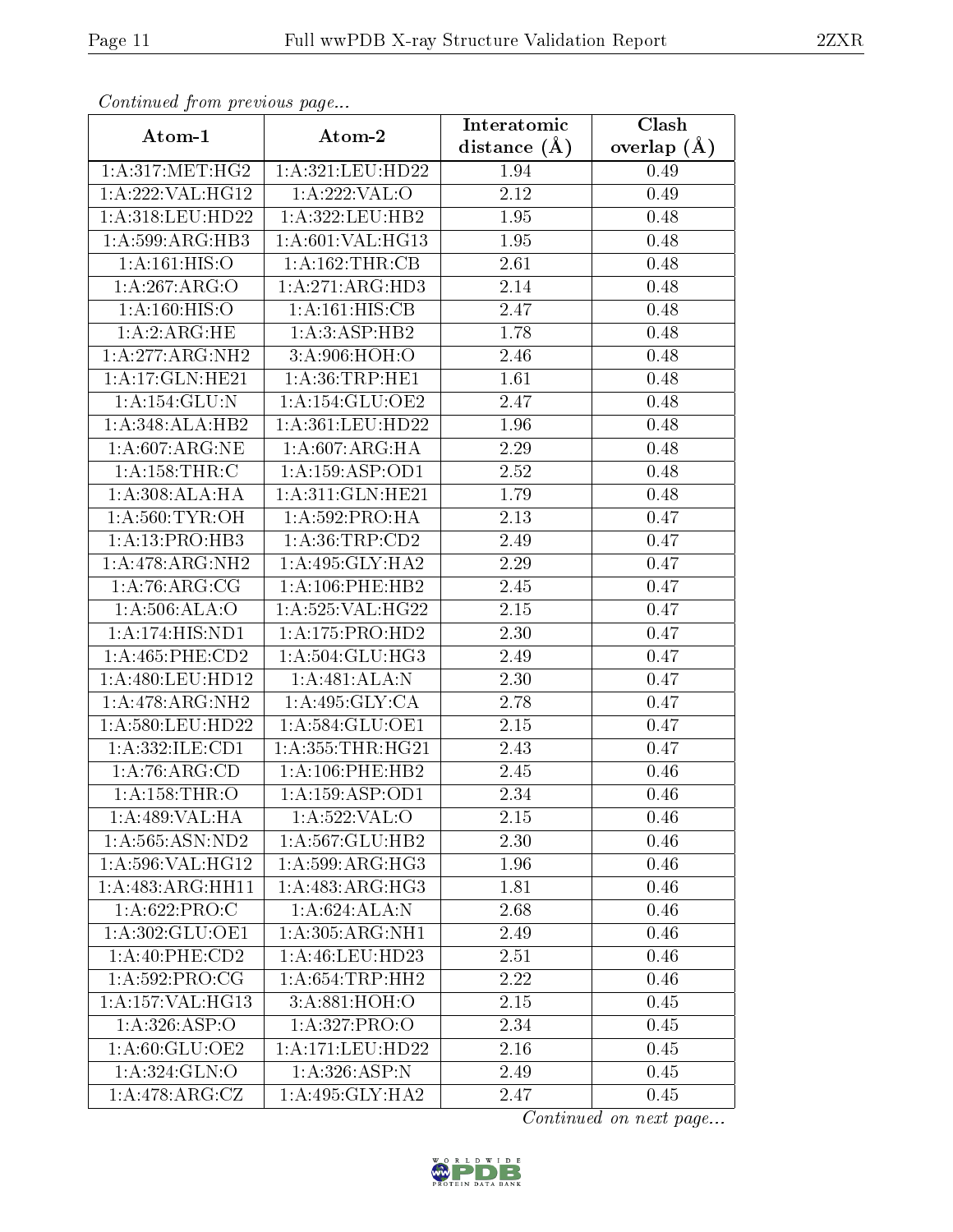*Continued from previous page...*

| Atom-1 | Atom-2 | Interatomic distance (Å) | Clash overlap (Å) |
|---|---|---|---|
| 1:A:317:MET:HG2 | 1:A:321:LEU:HD22 | 1.94 | 0.49 |
| 1:A:222:VAL:HG12 | 1:A:222:VAL:O | 2.12 | 0.49 |
| 1:A:318:LEU:HD22 | 1:A:322:LEU:HB2 | 1.95 | 0.48 |
| 1:A:599:ARG:HB3 | 1:A:601:VAL:HG13 | 1.95 | 0.48 |
| 1:A:161:HIS:O | 1:A:162:THR:CB | 2.61 | 0.48 |
| 1:A:267:ARG:O | 1:A:271:ARG:HD3 | 2.14 | 0.48 |
| 1:A:160:HIS:O | 1:A:161:HIS:CB | 2.47 | 0.48 |
| 1:A:2:ARG:HE | 1:A:3:ASP:HB2 | 1.78 | 0.48 |
| 1:A:277:ARG:NH2 | 3:A:906:HOH:O | 2.46 | 0.48 |
| 1:A:17:GLN:HE21 | 1:A:36:TRP:HE1 | 1.61 | 0.48 |
| 1:A:154:GLU:N | 1:A:154:GLU:OE2 | 2.47 | 0.48 |
| 1:A:348:ALA:HB2 | 1:A:361:LEU:HD22 | 1.96 | 0.48 |
| 1:A:607:ARG:NE | 1:A:607:ARG:HA | 2.29 | 0.48 |
| 1:A:158:THR:C | 1:A:159:ASP:OD1 | 2.52 | 0.48 |
| 1:A:308:ALA:HA | 1:A:311:GLN:HE21 | 1.79 | 0.48 |
| 1:A:560:TYR:OH | 1:A:592:PRO:HA | 2.13 | 0.47 |
| 1:A:13:PRO:HB3 | 1:A:36:TRP:CD2 | 2.49 | 0.47 |
| 1:A:478:ARG:NH2 | 1:A:495:GLY:HA2 | 2.29 | 0.47 |
| 1:A:76:ARG:CG | 1:A:106:PHE:HB2 | 2.45 | 0.47 |
| 1:A:506:ALA:O | 1:A:525:VAL:HG22 | 2.15 | 0.47 |
| 1:A:174:HIS:ND1 | 1:A:175:PRO:HD2 | 2.30 | 0.47 |
| 1:A:465:PHE:CD2 | 1:A:504:GLU:HG3 | 2.49 | 0.47 |
| 1:A:480:LEU:HD12 | 1:A:481:ALA:N | 2.30 | 0.47 |
| 1:A:478:ARG:NH2 | 1:A:495:GLY:CA | 2.78 | 0.47 |
| 1:A:580:LEU:HD22 | 1:A:584:GLU:OE1 | 2.15 | 0.47 |
| 1:A:332:ILE:CD1 | 1:A:355:THR:HG21 | 2.43 | 0.47 |
| 1:A:76:ARG:CD | 1:A:106:PHE:HB2 | 2.45 | 0.46 |
| 1:A:158:THR:O | 1:A:159:ASP:OD1 | 2.34 | 0.46 |
| 1:A:489:VAL:HA | 1:A:522:VAL:O | 2.15 | 0.46 |
| 1:A:565:ASN:ND2 | 1:A:567:GLU:HB2 | 2.30 | 0.46 |
| 1:A:596:VAL:HG12 | 1:A:599:ARG:HG3 | 1.96 | 0.46 |
| 1:A:483:ARG:HH11 | 1:A:483:ARG:HG3 | 1.81 | 0.46 |
| 1:A:622:PRO:C | 1:A:624:ALA:N | 2.68 | 0.46 |
| 1:A:302:GLU:OE1 | 1:A:305:ARG:NH1 | 2.49 | 0.46 |
| 1:A:40:PHE:CD2 | 1:A:46:LEU:HD23 | 2.51 | 0.46 |
| 1:A:592:PRO:CG | 1:A:654:TRP:HH2 | 2.22 | 0.46 |
| 1:A:157:VAL:HG13 | 3:A:881:HOH:O | 2.15 | 0.45 |
| 1:A:326:ASP:O | 1:A:327:PRO:O | 2.34 | 0.45 |
| 1:A:60:GLU:OE2 | 1:A:171:LEU:HD22 | 2.16 | 0.45 |
| 1:A:324:GLN:O | 1:A:326:ASP:N | 2.49 | 0.45 |
| 1:A:478:ARG:CZ | 1:A:495:GLY:HA2 | 2.47 | 0.45 |

*Continued on next page...*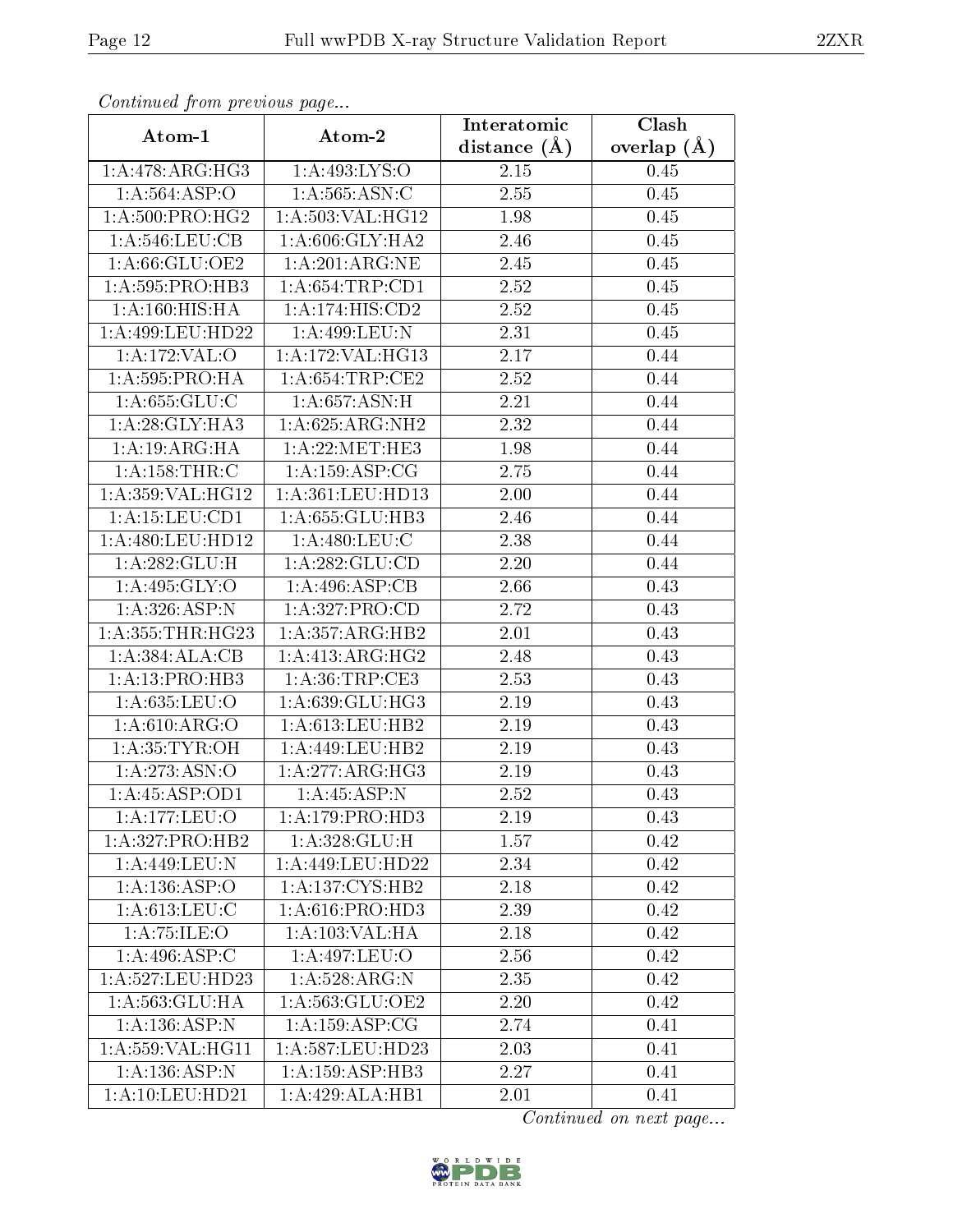*Continued from previous page...*

| Atom-1 | Atom-2 | Interatomic distance (Å) | Clash overlap (Å) |
| --- | --- | --- | --- |
| 1:A:478:ARG:HG3 | 1:A:493:LYS:O | 2.15 | 0.45 |
| 1:A:564:ASP:O | 1:A:565:ASN:C | 2.55 | 0.45 |
| 1:A:500:PRO:HG2 | 1:A:503:VAL:HG12 | 1.98 | 0.45 |
| 1:A:546:LEU:CB | 1:A:606:GLY:HA2 | 2.46 | 0.45 |
| 1:A:66:GLU:OE2 | 1:A:201:ARG:NE | 2.45 | 0.45 |
| 1:A:595:PRO:HB3 | 1:A:654:TRP:CD1 | 2.52 | 0.45 |
| 1:A:160:HIS:HA | 1:A:174:HIS:CD2 | 2.52 | 0.45 |
| 1:A:499:LEU:HD22 | 1:A:499:LEU:N | 2.31 | 0.45 |
| 1:A:172:VAL:O | 1:A:172:VAL:HG13 | 2.17 | 0.44 |
| 1:A:595:PRO:HA | 1:A:654:TRP:CE2 | 2.52 | 0.44 |
| 1:A:655:GLU:C | 1:A:657:ASN:H | 2.21 | 0.44 |
| 1:A:28:GLY:HA3 | 1:A:625:ARG:NH2 | 2.32 | 0.44 |
| 1:A:19:ARG:HA | 1:A:22:MET:HE3 | 1.98 | 0.44 |
| 1:A:158:THR:C | 1:A:159:ASP:CG | 2.75 | 0.44 |
| 1:A:359:VAL:HG12 | 1:A:361:LEU:HD13 | 2.00 | 0.44 |
| 1:A:15:LEU:CD1 | 1:A:655:GLU:HB3 | 2.46 | 0.44 |
| 1:A:480:LEU:HD12 | 1:A:480:LEU:C | 2.38 | 0.44 |
| 1:A:282:GLU:H | 1:A:282:GLU:CD | 2.20 | 0.44 |
| 1:A:495:GLY:O | 1:A:496:ASP:CB | 2.66 | 0.43 |
| 1:A:326:ASP:N | 1:A:327:PRO:CD | 2.72 | 0.43 |
| 1:A:355:THR:HG23 | 1:A:357:ARG:HB2 | 2.01 | 0.43 |
| 1:A:384:ALA:CB | 1:A:413:ARG:HG2 | 2.48 | 0.43 |
| 1:A:13:PRO:HB3 | 1:A:36:TRP:CE3 | 2.53 | 0.43 |
| 1:A:635:LEU:O | 1:A:639:GLU:HG3 | 2.19 | 0.43 |
| 1:A:610:ARG:O | 1:A:613:LEU:HB2 | 2.19 | 0.43 |
| 1:A:35:TYR:OH | 1:A:449:LEU:HB2 | 2.19 | 0.43 |
| 1:A:273:ASN:O | 1:A:277:ARG:HG3 | 2.19 | 0.43 |
| 1:A:45:ASP:OD1 | 1:A:45:ASP:N | 2.52 | 0.43 |
| 1:A:177:LEU:O | 1:A:179:PRO:HD3 | 2.19 | 0.43 |
| 1:A:327:PRO:HB2 | 1:A:328:GLU:H | 1.57 | 0.42 |
| 1:A:449:LEU:N | 1:A:449:LEU:HD22 | 2.34 | 0.42 |
| 1:A:136:ASP:O | 1:A:137:CYS:HB2 | 2.18 | 0.42 |
| 1:A:613:LEU:C | 1:A:616:PRO:HD3 | 2.39 | 0.42 |
| 1:A:75:ILE:O | 1:A:103:VAL:HA | 2.18 | 0.42 |
| 1:A:496:ASP:C | 1:A:497:LEU:O | 2.56 | 0.42 |
| 1:A:527:LEU:HD23 | 1:A:528:ARG:N | 2.35 | 0.42 |
| 1:A:563:GLU:HA | 1:A:563:GLU:OE2 | 2.20 | 0.42 |
| 1:A:136:ASP:N | 1:A:159:ASP:CG | 2.74 | 0.41 |
| 1:A:559:VAL:HG11 | 1:A:587:LEU:HD23 | 2.03 | 0.41 |
| 1:A:136:ASP:N | 1:A:159:ASP:HB3 | 2.27 | 0.41 |
| 1:A:10:LEU:HD21 | 1:A:429:ALA:HB1 | 2.01 | 0.41 |

*Continued on next page...*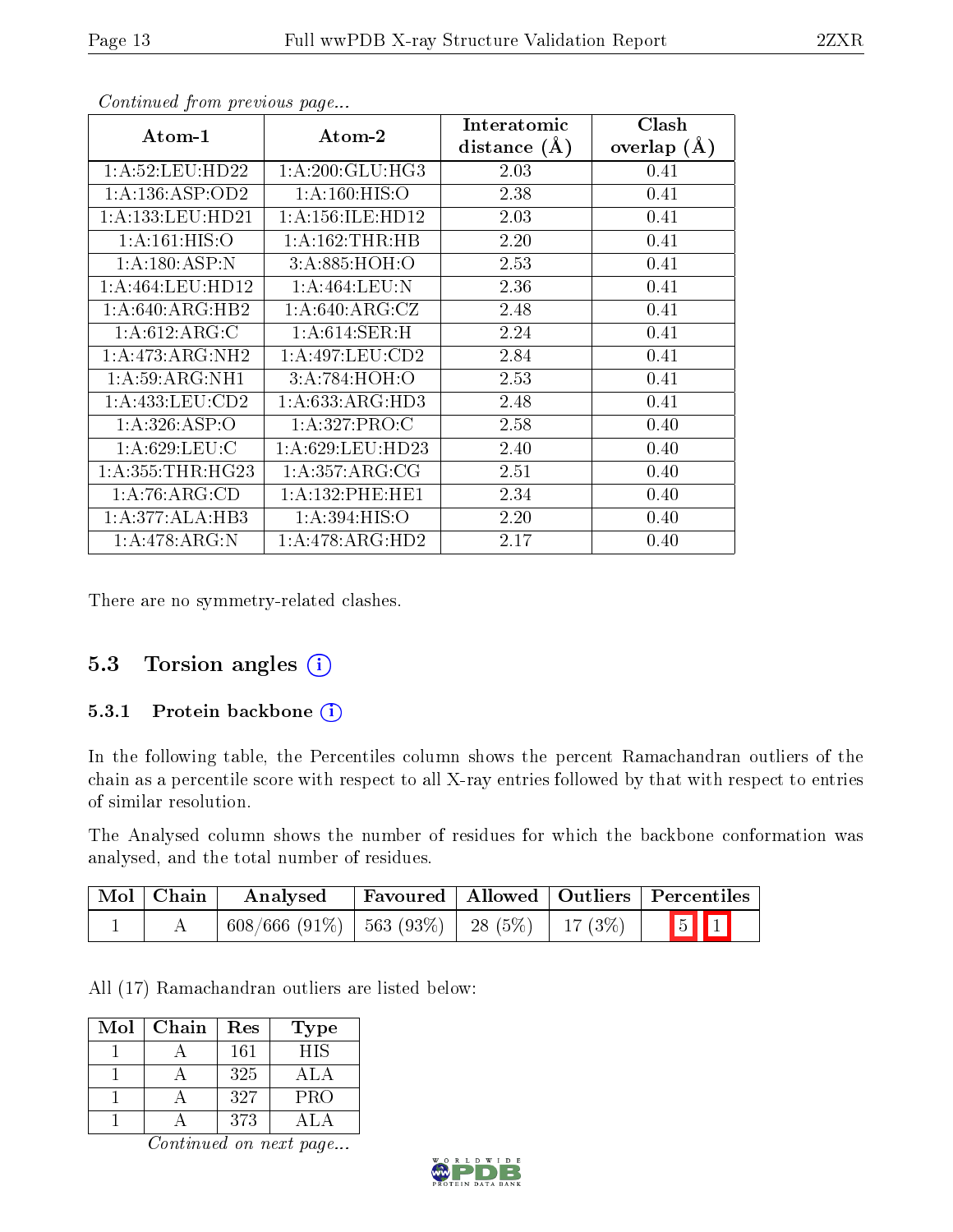*Continued from previous page...*

| Atom-1 | Atom-2 | Interatomic distance (Å) | Clash overlap (Å) |
|---|---|---|---|
| 1:A:52:LEU:HD22 | 1:A:200:GLU:HG3 | 2.03 | 0.41 |
| 1:A:136:ASP:OD2 | 1:A:160:HIS:O | 2.38 | 0.41 |
| 1:A:133:LEU:HD21 | 1:A:156:ILE:HD12 | 2.03 | 0.41 |
| 1:A:161:HIS:O | 1:A:162:THR:HB | 2.20 | 0.41 |
| 1:A:180:ASP:N | 3:A:885:HOH:O | 2.53 | 0.41 |
| 1:A:464:LEU:HD12 | 1:A:464:LEU:N | 2.36 | 0.41 |
| 1:A:640:ARG:HB2 | 1:A:640:ARG:CZ | 2.48 | 0.41 |
| 1:A:612:ARG:C | 1:A:614:SER:H | 2.24 | 0.41 |
| 1:A:473:ARG:NH2 | 1:A:497:LEU:CD2 | 2.84 | 0.41 |
| 1:A:59:ARG:NH1 | 3:A:784:HOH:O | 2.53 | 0.41 |
| 1:A:433:LEU:CD2 | 1:A:633:ARG:HD3 | 2.48 | 0.41 |
| 1:A:326:ASP:O | 1:A:327:PRO:C | 2.58 | 0.40 |
| 1:A:629:LEU:C | 1:A:629:LEU:HD23 | 2.40 | 0.40 |
| 1:A:355:THR:HG23 | 1:A:357:ARG:CG | 2.51 | 0.40 |
| 1:A:76:ARG:CD | 1:A:132:PHE:HE1 | 2.34 | 0.40 |
| 1:A:377:ALA:HB3 | 1:A:394:HIS:O | 2.20 | 0.40 |
| 1:A:478:ARG:N | 1:A:478:ARG:HD2 | 2.17 | 0.40 |

There are no symmetry-related clashes.

## 5.3 Torsion angles

### 5.3.1 Protein backbone

In the following table, the Percentiles column shows the percent Ramachandran outliers of the chain as a percentile score with respect to all X-ray entries followed by that with respect to entries of similar resolution.

The Analysed column shows the number of residues for which the backbone conformation was analysed, and the total number of residues.

| Mol | Chain | Analysed | Favoured | Allowed | Outliers | Percentiles | |
|---|---|---|---|---|---|---|---|
| 1 | A | 608/666 (91%) | 563 (93%) | 28 (5%) | 17 (3%) | 5 | 1 |

All (17) Ramachandran outliers are listed below:

| Mol | Chain | Res | Type |
|---|---|---|---|
| 1 | A | 161 | HIS |
| 1 | A | 325 | ALA |
| 1 | A | 327 | PRO |
| 1 | A | 373 | ALA |

*Continued on next page...*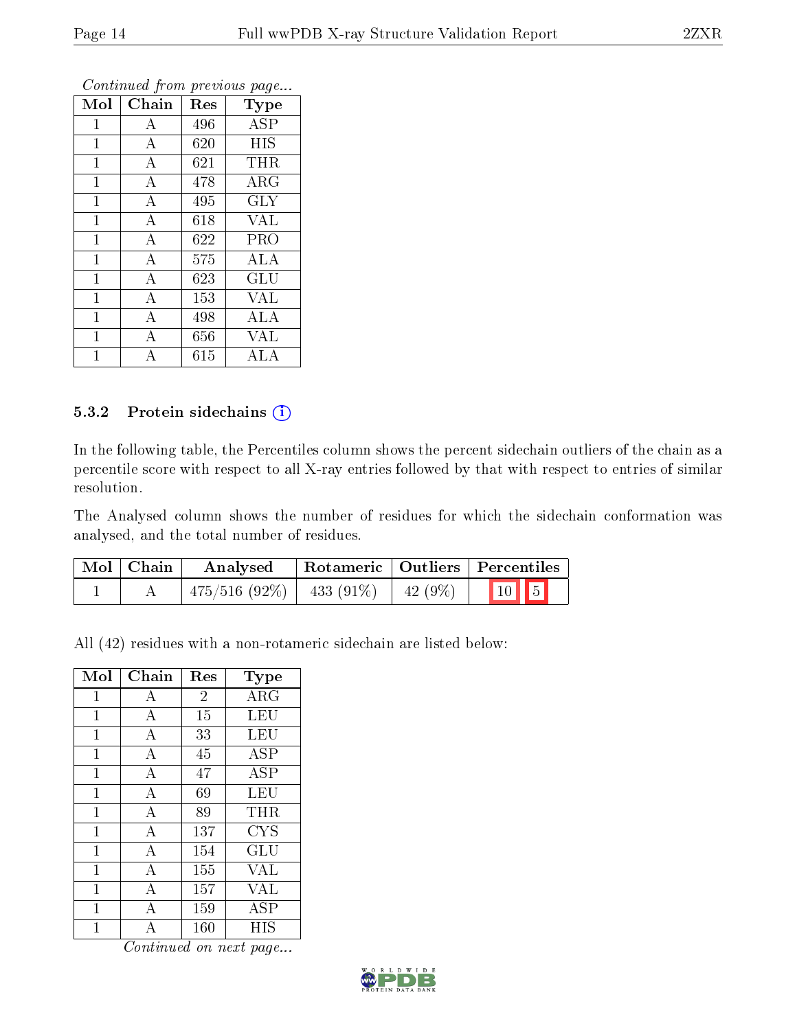*Continued from previous page...*

| Mol | Chain | Res | Type |
|---|---|---|---|
| 1 | A | 496 | ASP |
| 1 | A | 620 | HIS |
| 1 | A | 621 | THR |
| 1 | A | 478 | ARG |
| 1 | A | 495 | GLY |
| 1 | A | 618 | VAL |
| 1 | A | 622 | PRO |
| 1 | A | 575 | ALA |
| 1 | A | 623 | GLU |
| 1 | A | 153 | VAL |
| 1 | A | 498 | ALA |
| 1 | A | 656 | VAL |
| 1 | A | 615 | ALA |

### 5.3.2 Protein sidechains

In the following table, the Percentiles column shows the percent sidechain outliers of the chain as a percentile score with respect to all X-ray entries followed by that with respect to entries of similar resolution.

The Analysed column shows the number of residues for which the sidechain conformation was analysed, and the total number of residues.

| Mol | Chain | Analysed | Rotameric | Outliers | Percentiles |
|---|---|---|---|---|---|
| 1 | A | 475/516 (92%) | 433 (91%) | 42 (9%) | 10 5 |

All (42) residues with a non-rotameric sidechain are listed below:

| Mol | Chain | Res | Type |
|---|---|---|---|
| 1 | A | 2 | ARG |
| 1 | A | 15 | LEU |
| 1 | A | 33 | LEU |
| 1 | A | 45 | ASP |
| 1 | A | 47 | ASP |
| 1 | A | 69 | LEU |
| 1 | A | 89 | THR |
| 1 | A | 137 | CYS |
| 1 | A | 154 | GLU |
| 1 | A | 155 | VAL |
| 1 | A | 157 | VAL |
| 1 | A | 159 | ASP |
| 1 | A | 160 | HIS |

*Continued on next page...*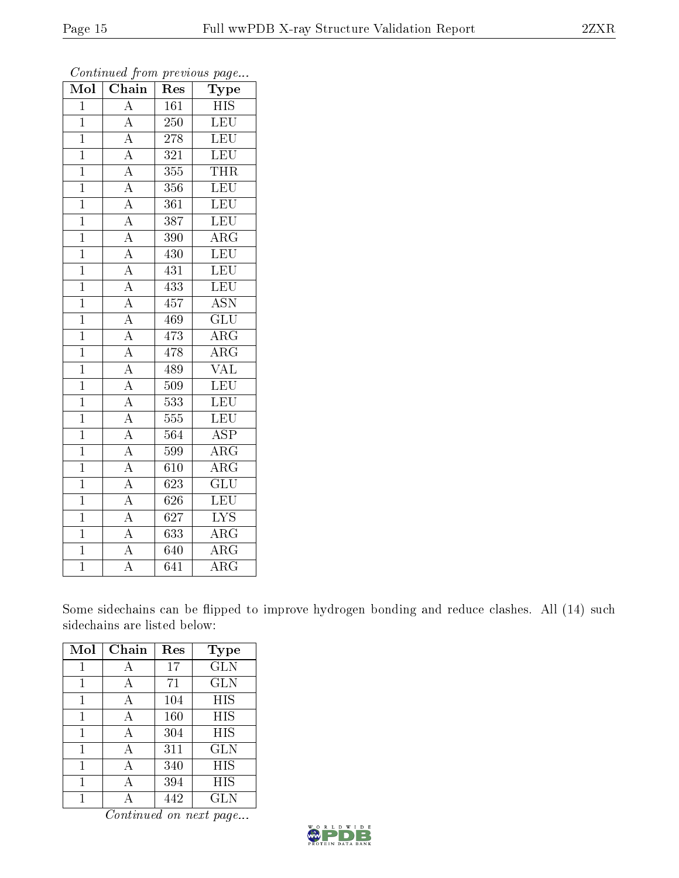*Continued from previous page...*

| Mol | Chain | Res | Type |
|---|---|---|---|
| 1 | A | 161 | HIS |
| 1 | A | 250 | LEU |
| 1 | A | 278 | LEU |
| 1 | A | 321 | LEU |
| 1 | A | 355 | THR |
| 1 | A | 356 | LEU |
| 1 | A | 361 | LEU |
| 1 | A | 387 | LEU |
| 1 | A | 390 | ARG |
| 1 | A | 430 | LEU |
| 1 | A | 431 | LEU |
| 1 | A | 433 | LEU |
| 1 | A | 457 | ASN |
| 1 | A | 469 | GLU |
| 1 | A | 473 | ARG |
| 1 | A | 478 | ARG |
| 1 | A | 489 | VAL |
| 1 | A | 509 | LEU |
| 1 | A | 533 | LEU |
| 1 | A | 555 | LEU |
| 1 | A | 564 | ASP |
| 1 | A | 599 | ARG |
| 1 | A | 610 | ARG |
| 1 | A | 623 | GLU |
| 1 | A | 626 | LEU |
| 1 | A | 627 | LYS |
| 1 | A | 633 | ARG |
| 1 | A | 640 | ARG |
| 1 | A | 641 | ARG |

Some sidechains can be flipped to improve hydrogen bonding and reduce clashes. All (14) such sidechains are listed below:

| Mol | Chain | Res | Type |
|---|---|---|---|
| 1 | A | 17 | GLN |
| 1 | A | 71 | GLN |
| 1 | A | 104 | HIS |
| 1 | A | 160 | HIS |
| 1 | A | 304 | HIS |
| 1 | A | 311 | GLN |
| 1 | A | 340 | HIS |
| 1 | A | 394 | HIS |
| 1 | A | 442 | GLN |

*Continued on next page...*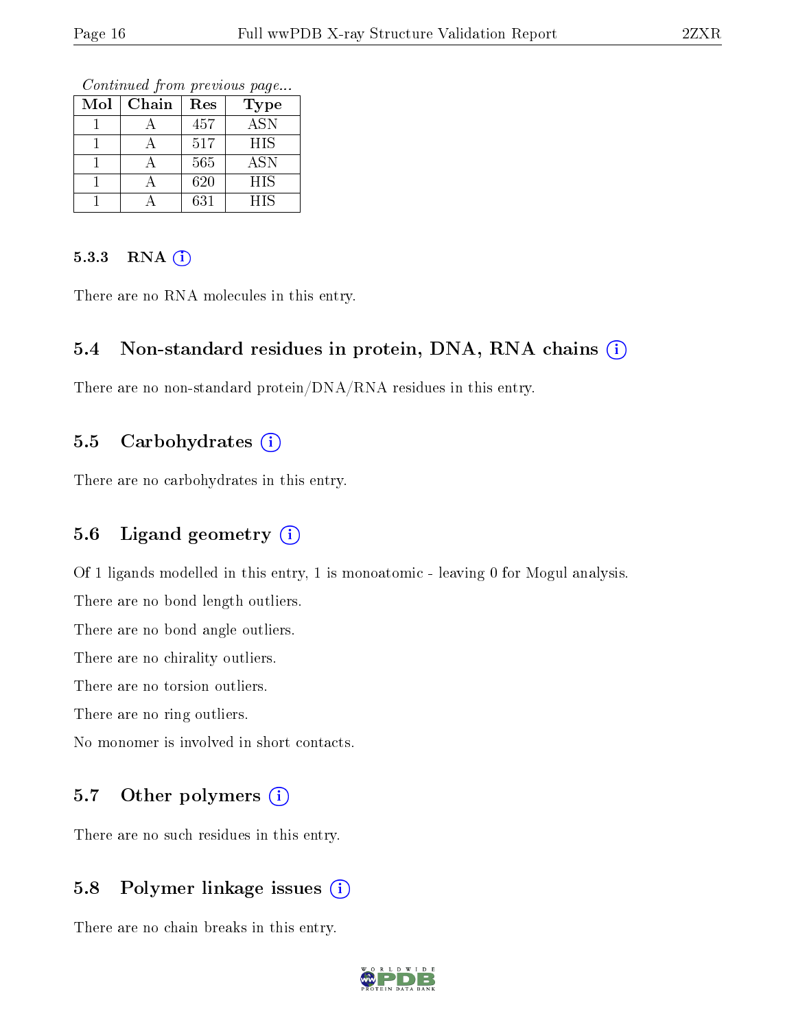*Continued from previous page...*

| Mol | Chain | Res | Type |
|---|---|---|---|
| 1 | A | 457 | ASN |
| 1 | A | 517 | HIS |
| 1 | A | 565 | ASN |
| 1 | A | 620 | HIS |
| 1 | A | 631 | HIS |

#### 5.3.3 RNA

There are no RNA molecules in this entry.

### 5.4 Non-standard residues in protein, DNA, RNA chains

There are no non-standard protein/DNA/RNA residues in this entry.

### 5.5 Carbohydrates

There are no carbohydrates in this entry.

### 5.6 Ligand geometry

Of 1 ligands modelled in this entry, 1 is monoatomic - leaving 0 for Mogul analysis.

There are no bond length outliers.

There are no bond angle outliers.

There are no chirality outliers.

There are no torsion outliers.

There are no ring outliers.

No monomer is involved in short contacts.

### 5.7 Other polymers

There are no such residues in this entry.

### 5.8 Polymer linkage issues

There are no chain breaks in this entry.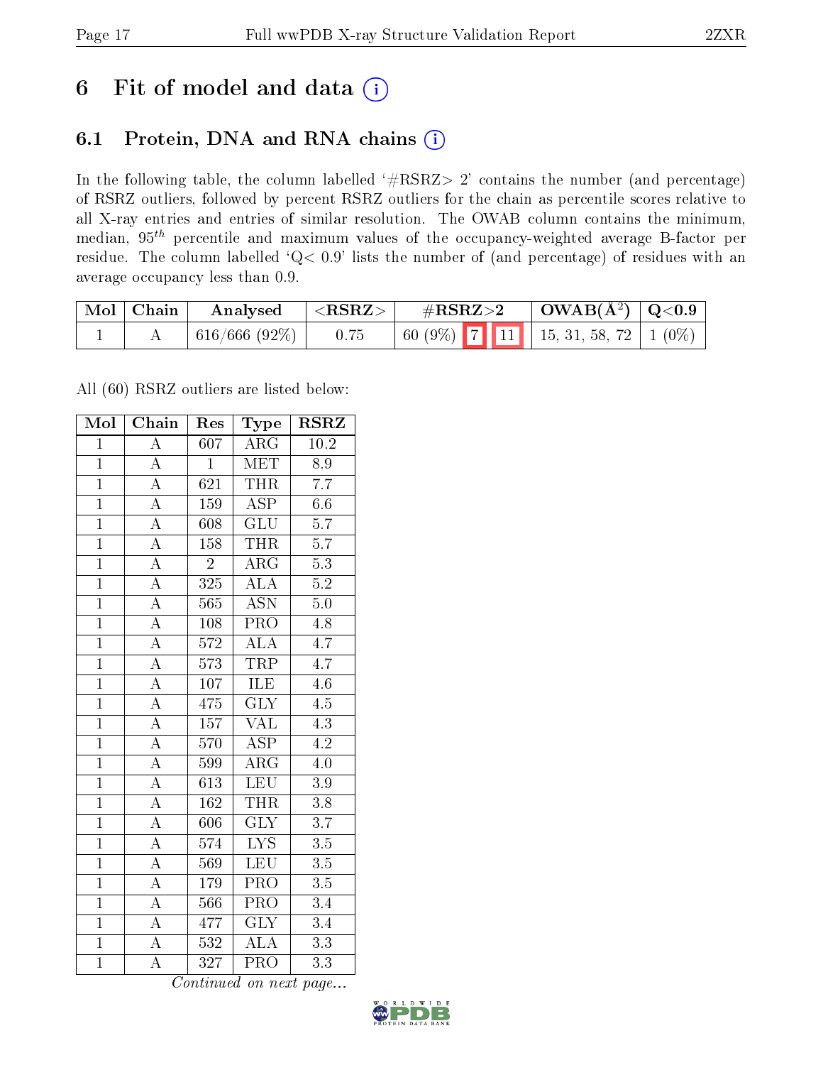# 6 Fit of model and data (i)

## 6.1 Protein, DNA and RNA chains (i)

In the following table, the column labelled '#RSRZ> 2' contains the number (and percentage) of RSRZ outliers, followed by percent RSRZ outliers for the chain as percentile scores relative to all X-ray entries and entries of similar resolution. The OWAB column contains the minimum, median, $95^{th}$ percentile and maximum values of the occupancy-weighted average B-factor per residue. The column labelled 'Q< 0.9' lists the number of (and percentage) of residues with an average occupancy less than 0.9.

| Mol | Chain | Analysed | <RSRZ> | #RSRZ>2 | OWAB(Å$^2$) | Q<0.9 |
|---|---|---|---|---|---|---|
| 1 | A | 616/666 (92%) | 0.75 | 60 (9%) 7 11 | 15, 31, 58, 72 | 1 (0%) |

All (60) RSRZ outliers are listed below:

| Mol | Chain | Res | Type | RSRZ |
|---|---|---|---|---|
| 1 | A | 607 | ARG | 10.2 |
| 1 | A | 1 | MET | 8.9 |
| 1 | A | 621 | THR | 7.7 |
| 1 | A | 159 | ASP | 6.6 |
| 1 | A | 608 | GLU | 5.7 |
| 1 | A | 158 | THR | 5.7 |
| 1 | A | 2 | ARG | 5.3 |
| 1 | A | 325 | ALA | 5.2 |
| 1 | A | 565 | ASN | 5.0 |
| 1 | A | 108 | PRO | 4.8 |
| 1 | A | 572 | ALA | 4.7 |
| 1 | A | 573 | TRP | 4.7 |
| 1 | A | 107 | ILE | 4.6 |
| 1 | A | 475 | GLY | 4.5 |
| 1 | A | 157 | VAL | 4.3 |
| 1 | A | 570 | ASP | 4.2 |
| 1 | A | 599 | ARG | 4.0 |
| 1 | A | 613 | LEU | 3.9 |
| 1 | A | 162 | THR | 3.8 |
| 1 | A | 606 | GLY | 3.7 |
| 1 | A | 574 | LYS | 3.5 |
| 1 | A | 569 | LEU | 3.5 |
| 1 | A | 179 | PRO | 3.5 |
| 1 | A | 566 | PRO | 3.4 |
| 1 | A | 477 | GLY | 3.4 |
| 1 | A | 532 | ALA | 3.3 |
| 1 | A | 327 | PRO | 3.3 |

*Continued on next page...*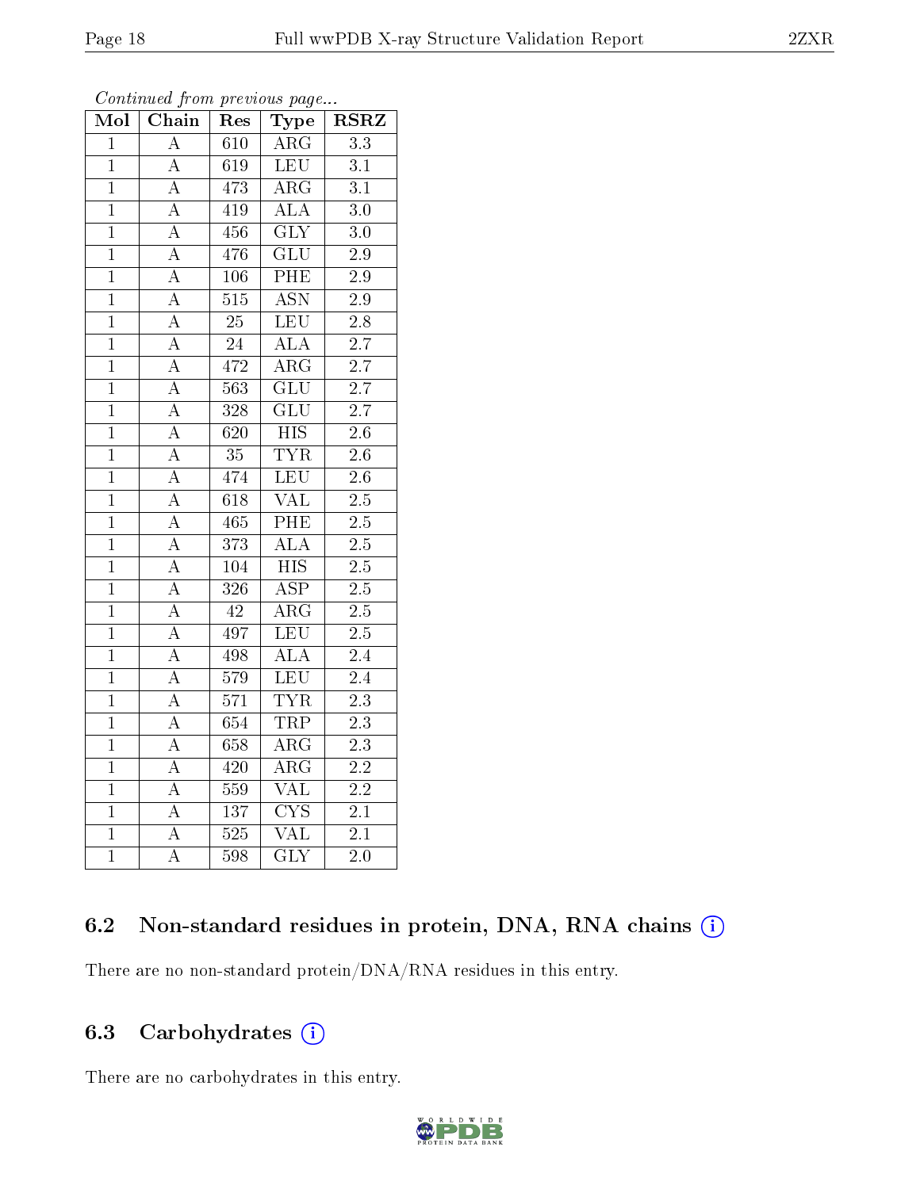*Continued from previous page...*

| Mol | Chain | Res | Type | RSRZ |
|---|---|---|---|---|
| 1 | A | 610 | ARG | 3.3 |
| 1 | A | 619 | LEU | 3.1 |
| 1 | A | 473 | ARG | 3.1 |
| 1 | A | 419 | ALA | 3.0 |
| 1 | A | 456 | GLY | 3.0 |
| 1 | A | 476 | GLU | 2.9 |
| 1 | A | 106 | PHE | 2.9 |
| 1 | A | 515 | ASN | 2.9 |
| 1 | A | 25 | LEU | 2.8 |
| 1 | A | 24 | ALA | 2.7 |
| 1 | A | 472 | ARG | 2.7 |
| 1 | A | 563 | GLU | 2.7 |
| 1 | A | 328 | GLU | 2.7 |
| 1 | A | 620 | HIS | 2.6 |
| 1 | A | 35 | TYR | 2.6 |
| 1 | A | 474 | LEU | 2.6 |
| 1 | A | 618 | VAL | 2.5 |
| 1 | A | 465 | PHE | 2.5 |
| 1 | A | 373 | ALA | 2.5 |
| 1 | A | 104 | HIS | 2.5 |
| 1 | A | 326 | ASP | 2.5 |
| 1 | A | 42 | ARG | 2.5 |
| 1 | A | 497 | LEU | 2.5 |
| 1 | A | 498 | ALA | 2.4 |
| 1 | A | 579 | LEU | 2.4 |
| 1 | A | 571 | TYR | 2.3 |
| 1 | A | 654 | TRP | 2.3 |
| 1 | A | 658 | ARG | 2.3 |
| 1 | A | 420 | ARG | 2.2 |
| 1 | A | 559 | VAL | 2.2 |
| 1 | A | 137 | CYS | 2.1 |
| 1 | A | 525 | VAL | 2.1 |
| 1 | A | 598 | GLY | 2.0 |

### 6.2 Non-standard residues in protein, DNA, RNA chains

There are no non-standard protein/DNA/RNA residues in this entry.

### 6.3 Carbohydrates

There are no carbohydrates in this entry.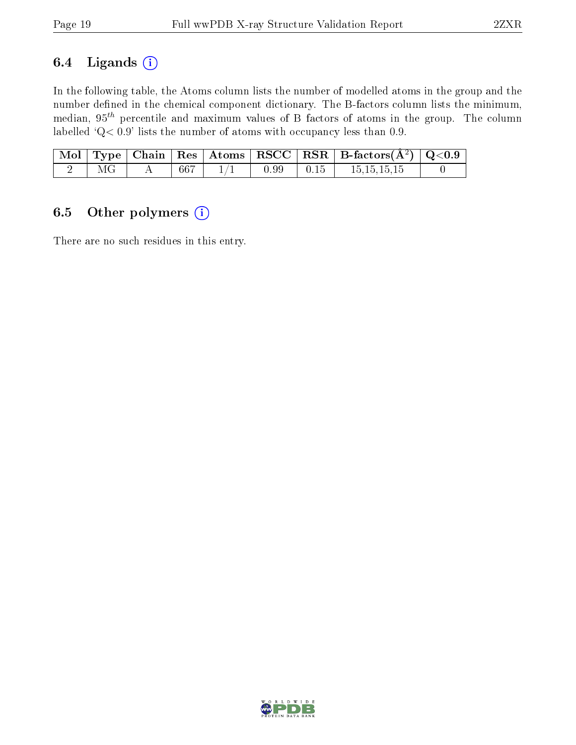### 6.4 Ligands

In the following table, the Atoms column lists the number of modelled atoms in the group and the number defined in the chemical component dictionary. The B-factors column lists the minimum, median, $95^{th}$ percentile and maximum values of B factors of atoms in the group. The column labelled 'Q< 0.9' lists the number of atoms with occupancy less than 0.9.

| Mol | Type | Chain | Res | Atoms | RSCC | RSR | B-factors($Å^2$) | Q<0.9 |
|---|---|---|---|---|---|---|---|---|
| 2 | MG | A | 667 | 1/1 | 0.99 | 0.15 | 15,15,15,15 | 0 |

### 6.5 Other polymers

There are no such residues in this entry.